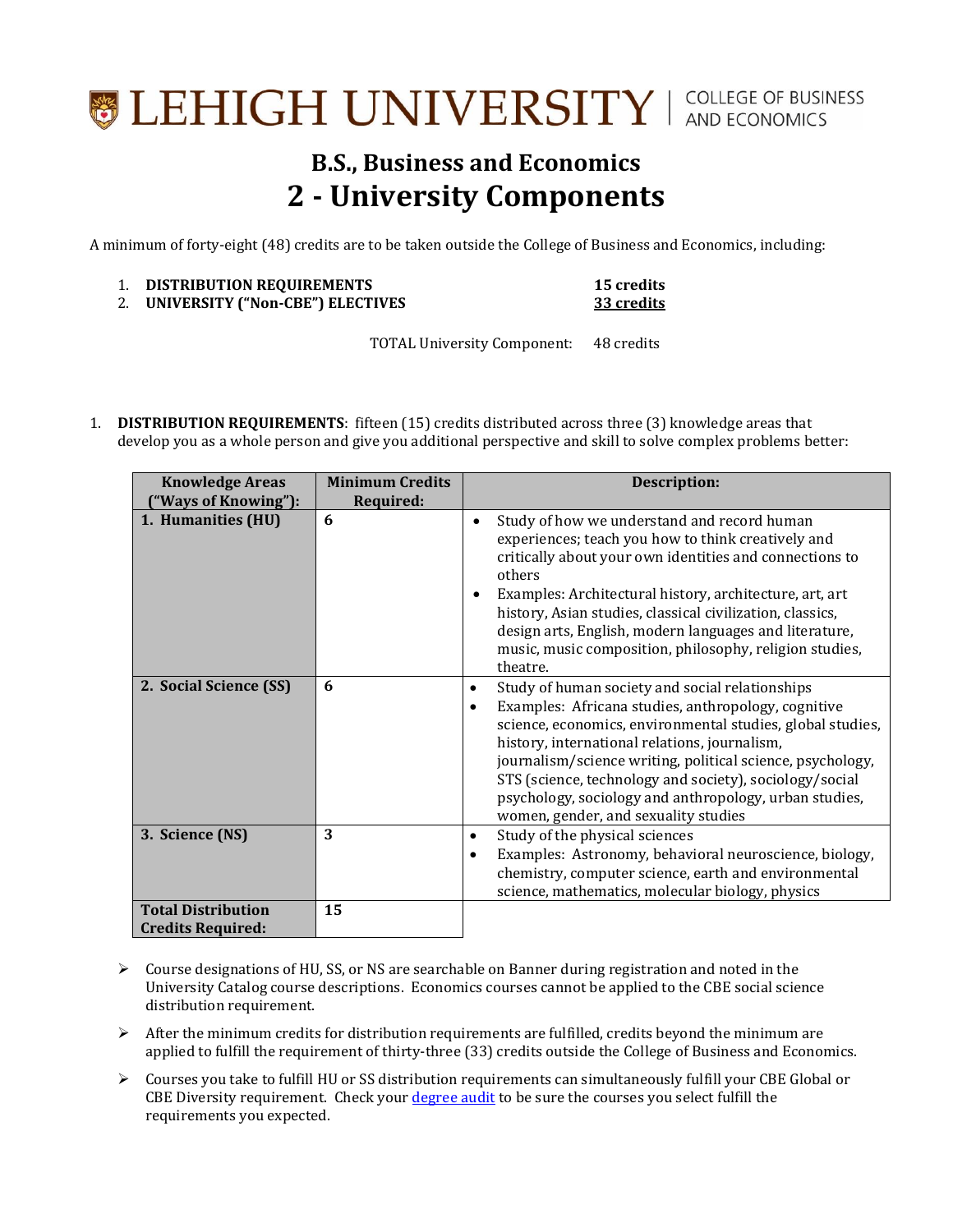# LEHIGH UNIVERSITY | COLLEGE OF BUSINESS AND ECONOMICS

## B.S., Business and Economics

# 2 - University Components

A minimum of forty-eight (48) credits are to be taken outside the College of Business and Economics, including:

1. **DISTRIBUTION REQUIREMENTS** **15 credits**
2. **UNIVERSITY ("Non-CBE") ELECTIVES** **33 credits**

TOTAL University Component: 48 credits

1. **DISTRIBUTION REQUIREMENTS**: fifteen (15) credits distributed across three (3) knowledge areas that develop you as a whole person and give you additional perspective and skill to solve complex problems better:

| Knowledge Areas ("Ways of Knowing"): | Minimum Credits Required: | Description: |
|---|---|---|
| **1. Humanities (HU)** | **6** | • Study of how we understand and record human experiences; teach you how to think creatively and critically about your own identities and connections to others<br>• Examples: Architectural history, architecture, art, art history, Asian studies, classical civilization, classics, design arts, English, modern languages and literature, music, music composition, philosophy, religion studies, theatre. |
| **2. Social Science (SS)** | **6** | • Study of human society and social relationships<br>• Examples: Africana studies, anthropology, cognitive science, economics, environmental studies, global studies, history, international relations, journalism, journalism/science writing, political science, psychology, STS (science, technology and society), sociology/social psychology, sociology and anthropology, urban studies, women, gender, and sexuality studies |
| **3. Science (NS)** | **3** | • Study of the physical sciences<br>• Examples: Astronomy, behavioral neuroscience, biology, chemistry, computer science, earth and environmental science, mathematics, molecular biology, physics |
| **Total Distribution Credits Required:** | **15** | |

- Course designations of HU, SS, or NS are searchable on Banner during registration and noted in the University Catalog course descriptions. Economics courses cannot be applied to the CBE social science distribution requirement.
- After the minimum credits for distribution requirements are fulfilled, credits beyond the minimum are applied to fulfill the requirement of thirty-three (33) credits outside the College of Business and Economics.
- Courses you take to fulfill HU or SS distribution requirements can simultaneously fulfill your CBE Global or CBE Diversity requirement. Check your degree audit to be sure the courses you select fulfill the requirements you expected.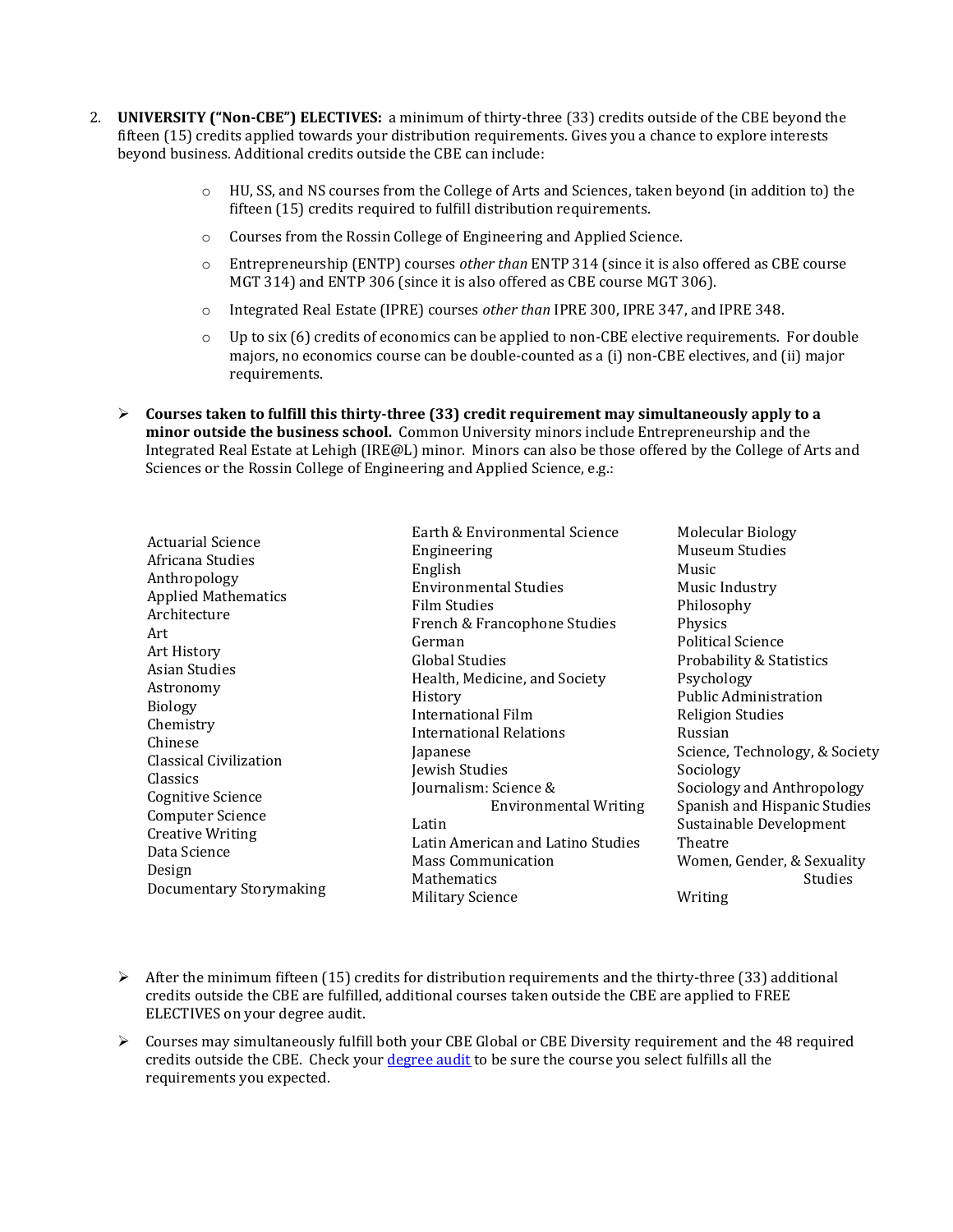2. **UNIVERSITY ("Non-CBE") ELECTIVES:** a minimum of thirty-three (33) credits outside of the CBE beyond the fifteen (15) credits applied towards your distribution requirements. Gives you a chance to explore interests beyond business. Additional credits outside the CBE can include:

    - HU, SS, and NS courses from the College of Arts and Sciences, taken beyond (in addition to) the fifteen (15) credits required to fulfill distribution requirements.
    - Courses from the Rossin College of Engineering and Applied Science.
    - Entrepreneurship (ENTP) courses *other than* ENTP 314 (since it is also offered as CBE course MGT 314) and ENTP 306 (since it is also offered as CBE course MGT 306).
    - Integrated Real Estate (IPRE) courses *other than* IPRE 300, IPRE 347, and IPRE 348.
    - Up to six (6) credits of economics can be applied to non-CBE elective requirements. For double majors, no economics course can be double-counted as a (i) non-CBE electives, and (ii) major requirements.

- **Courses taken to fulfill this thirty-three (33) credit requirement may simultaneously apply to a minor outside the business school.** Common University minors include Entrepreneurship and the Integrated Real Estate at Lehigh (IRE@L) minor. Minors can also be those offered by the College of Arts and Sciences or the Rossin College of Engineering and Applied Science, e.g.:

Actuarial Science
Africana Studies
Anthropology
Applied Mathematics
Architecture
Art
Art History
Asian Studies
Astronomy
Biology
Chemistry
Chinese
Classical Civilization
Classics
Cognitive Science
Computer Science
Creative Writing
Data Science
Design
Documentary Storymaking
Earth & Environmental Science
Engineering
English
Environmental Studies
Film Studies
French & Francophone Studies
German
Global Studies
Health, Medicine, and Society
History
International Film
International Relations
Japanese
Jewish Studies
Journalism: Science & Environmental Writing
Latin
Latin American and Latino Studies
Mass Communication
Mathematics
Military Science
Molecular Biology
Museum Studies
Music
Music Industry
Philosophy
Physics
Political Science
Probability & Statistics
Psychology
Public Administration
Religion Studies
Russian
Science, Technology, & Society
Sociology
Sociology and Anthropology
Spanish and Hispanic Studies
Sustainable Development
Theatre
Women, Gender, & Sexuality Studies
Writing

- After the minimum fifteen (15) credits for distribution requirements and the thirty-three (33) additional credits outside the CBE are fulfilled, additional courses taken outside the CBE are applied to FREE ELECTIVES on your degree audit.
- Courses may simultaneously fulfill both your CBE Global or CBE Diversity requirement and the 48 required credits outside the CBE. Check your degree audit to be sure the course you select fulfills all the requirements you expected.